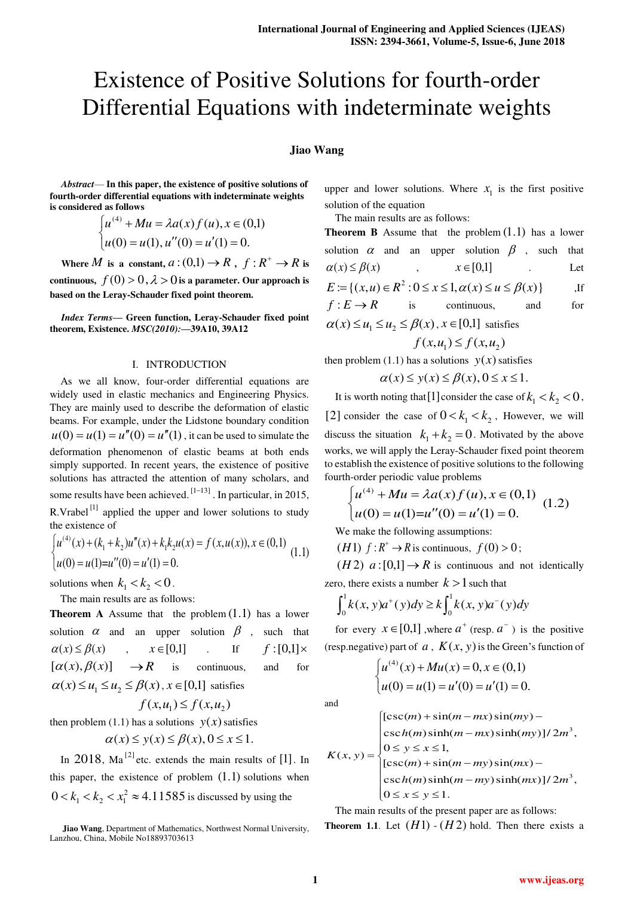# Existence of Positive Solutions for fourth-order Differential Equations with indeterminate weights

**Jiao Wang**

***Abstract*— In this paper, the existence of positive solutions of fourth-order differential equations with indeterminate weights is considered as follows**

$$\begin{cases} u^{(4)} + Mu = \lambda a(x) f(u), x \in (0,1) \\ u(0) = u(1), u''(0) = u'(1) = 0. \end{cases}$$

**Where $M$ is a constant, $a:(0,1) \to R$, $f: R^+ \to R$ is continuous, $f(0) > 0$, $\lambda > 0$ is a parameter. Our approach is based on the Leray-Schauder fixed point theorem.**

***Index Terms*— Green function, Leray-Schauder fixed point theorem, Existence. *MSC(2010):*—39A10, 39A12**

## I. INTRODUCTION

As we all know, four-order differential equations are widely used in elastic mechanics and Engineering Physics. They are mainly used to describe the deformation of elastic beams. For example, under the Lidstone boundary condition $u(0) = u(1) = u''(0) = u''(1)$, it can be used to simulate the deformation phenomenon of elastic beams at both ends simply supported. In recent years, the existence of positive solutions has attracted the attention of many scholars, and some results have been achieved.[1−13]. In particular, in 2015, R.Vrabel[1] applied the upper and lower solutions to study the existence of

$$\begin{cases} u^{(4)}(x) + (k_1 + k_2)u''(x) + k_1 k_2 u(x) = f(x, u(x)), x \in (0,1) \\ u(0) = u(1) = u''(0) = u'(1) = 0. \end{cases} \quad (1.1)$$

solutions when $k_1 < k_2 < 0$.

The main results are as follows:

**Theorem A** Assume that the problem $(1.1)$ has a lower solution $\alpha$ and an upper solution $\beta$, such that $\alpha(x) \le \beta(x)$, $x \in [0,1]$. If $f:[0,1] \times [\alpha(x), \beta(x)] \to R$ is continuous, and for $\alpha(x) \le u_1 \le u_2 \le \beta(x)$, $x \in [0,1]$ satisfies

$$f(x, u_1) \le f(x, u_2)$$

then problem (1.1) has a solutions $y(x)$ satisfies

$$\alpha(x) \le y(x) \le \beta(x), 0 \le x \le 1.$$

In $2018$, Ma[2] etc. extends the main results of [1]. In this paper, the existence of problem $(1.1)$ solutions when $0 < k_1 < k_2 < x_1^2 \approx 4.11585$ is discussed by using the upper and lower solutions. Where $x_1$ is the first positive solution of the equation

The main results are as follows:

**Theorem B** Assume that the problem $(1.1)$ has a lower solution $\alpha$ and an upper solution $\beta$, such that $\alpha(x) \le \beta(x)$, $x \in [0,1]$. Let $E := \{(x,u) \in R^2 : 0 \le x \le 1, \alpha(x) \le u \le \beta(x)\}$, If $f: E \to R$ is continuous, and for $\alpha(x) \le u_1 \le u_2 \le \beta(x)$, $x \in [0,1]$ satisfies

$$f(x, u_1) \le f(x, u_2)$$

then problem (1.1) has a solutions $y(x)$ satisfies

$$\alpha(x) \le y(x) \le \beta(x), 0 \le x \le 1.$$

It is worth noting that [1] consider the case of $k_1 < k_2 < 0$, [2] consider the case of $0 < k_1 < k_2$, However, we will discuss the situation $k_1 + k_2 = 0$. Motivated by the above works, we will apply the Leray-Schauder fixed point theorem to establish the existence of positive solutions to the following fourth-order periodic value problems

$$\begin{cases} u^{(4)} + Mu = \lambda a(x) f(u), x \in (0,1) \\ u(0) = u(1) = u''(0) = u'(1) = 0. \end{cases} \quad (1.2)$$

We make the following assumptions:

$(H1)$ $f: R^+ \to R$ is continuous, $f(0) > 0$;

$(H2)$ $a:[0,1] \to R$ is continuous and not identically zero, there exists a number $k > 1$ such that

$$\int_0^1 k(x,y) a^+(y)dy \ge k \int_0^1 k(x,y) a^-(y)dy$$

for every $x \in [0,1]$, where $a^+$ (resp. $a^-$) is the positive (resp.negative) part of $a$, $K(x, y)$ is the Green's function of

$$\begin{cases} u^{(4)}(x) + Mu(x) = 0, x \in (0,1) \\ u(0) = u(1) = u'(0) = u'(1) = 0. \end{cases}$$

and

$$K(x,y) = \begin{cases} [\csc(m) + \sin(m - mx)\sin(my) - \\ \operatorname{csc}h(m)\sinh(m - mx)\sinh(my)]/2m^3, \\ 0 \le y \le x \le 1, \\ [\csc(m) + \sin(m - my)\sin(mx) - \\ \operatorname{csc}h(m)\sinh(m - my)\sinh(mx)]/2m^3, \\ 0 \le x \le y \le 1. \end{cases}$$

The main results of the present paper are as follows:

**Theorem 1.1**. Let $(H1)$ - $(H2)$ hold. Then there exists a

---

**Jiao Wang**, Department of Mathematics, Northwest Normal University, Lanzhou, China, Mobile No18893703613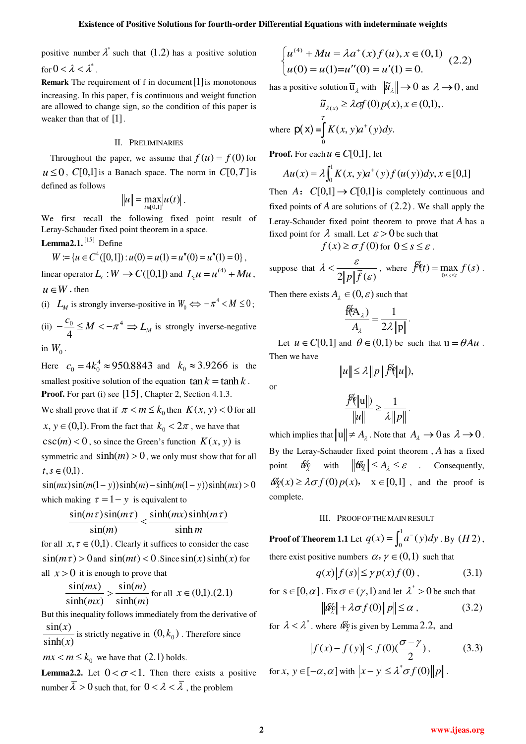positive number $\lambda^*$ such that $(1.2)$ has a positive solution for $0 < \lambda < \lambda^*$.

**Remark** The requirement of f in document [1] is monotonous increasing. In this paper, f is continuous and weight function are allowed to change sign, so the condition of this paper is weaker than that of [1].

## II. PRELIMINARIES

Throughout the paper, we assume that $f(u) = f(0)$ for $u \le 0$, $C[0,1]$ is a Banach space. The norm in $C[0,T]$ is defined as follows

$$\|u\| = \max_{t\in[0,1]} |u(t)|.$$

We first recall the following fixed point result of Leray-Schauder fixed point theorem in a space.

**Lemma2.1.** [15] Define

$$W := \{u \in C^4([0,1]) : u(0) = u(1) = u''(0) = u''(1) = 0\},$$

linear operator $L_c : W \to C([0,1])$ and $L_c u = u^{(4)} + Mu$, $u \in W$. then

(i) $L_M$ is strongly inverse-positive in $W_0 \Leftrightarrow -\pi^4 < M \le 0$;

(ii) $-\dfrac{c_0}{4} \le M < -\pi^4 \Rightarrow L_M$ is strongly inverse-negative in $W_0$.

Here $c_0 = 4k_0^4 \approx 950.8843$ and $k_0 \approx 3.9266$ is the smallest positive solution of the equation $\tan k = \tanh k$.

**Proof.** For part (i) see [15], Chapter 2, Section 4.1.3.

We shall prove that if $\pi < m \le k_0$ then $K(x, y) < 0$ for all $x, y \in (0,1)$. From the fact that $k_0 < 2\pi$, we have that $\csc(m) < 0$, so since the Green's function $K(x, y)$ is symmetric and $\sinh(m) > 0$, we only must show that for all $t, s \in (0,1)$.

$$\sin(mx)\sin(m(1-y))\sinh(m) - \sinh(m(1-y))\sinh(mx) > 0$$

which making $\tau = 1 - y$ is equivalent to

$$\frac{\sin(m\tau)\sin(m\tau)}{\sin(m)} < \frac{\sinh(mx)\sinh(m\tau)}{\sinh m}$$

for all $x, \tau \in (0,1)$. Clearly it suffices to consider the case $\sin(m\tau) > 0$ and $\sin(mt) < 0$. Since $\sin(x)\sinh(x)$ for all $x > 0$ it is enough to prove that

$$\frac{\sin(mx)}{\sinh(mx)} > \frac{\sin(m)}{\sinh(m)} \text{ for all } x \in (0,1).(2.1)$$

But this inequality follows immediately from the derivative of $\dfrac{\sin(x)}{\sinh(x)}$ is strictly negative in $(0, k_0)$. Therefore since $mx < m \le k_0$ we have that $(2.1)$ holds.

**Lemma2.2.** Let $0 < \sigma < 1$. Then there exists a positive number $\bar{\lambda} > 0$ such that, for $0 < \lambda < \bar{\lambda}$, the problem

$$\begin{cases} u^{(4)} + Mu = \lambda a^+(x) f(u), x \in (0,1) \\ u(0) = u(1) = u''(0) = u'(1) = 0. \end{cases} \quad (2.2)$$

has a positive solution $\bar{u}_\lambda$ with $\|\tilde{u}_\lambda\| \to 0$ as $\lambda \to 0$, and

$$\tilde{u}_{\lambda(x)} \ge \lambda\sigma f(0)\, p(x), x \in (0,1),.$$

where $p(x) = \int_0^T K(x, y) a^+(y) dy.$

**Proof.** For each $u \in C[0,1]$, let

$$Au(x) = \lambda \int_0^1 K(x, y) a^+(y) f(u(y)) dy, x \in [0,1]$$

Then $A: C[0,1] \to C[0,1]$ is completely continuous and fixed points of $A$ are solutions of $(2.2)$. We shall apply the Leray-Schauder fixed point theorem to prove that $A$ has a fixed point for $\lambda$ small. Let $\varepsilon > 0$ be such that

$$f(x) \ge \sigma f(0) \text{ for } 0 \le s \le \varepsilon.$$

suppose that $\lambda < \dfrac{\varepsilon}{2\|p\| \tilde{f}(\varepsilon)}$, where $\tilde{f}(t) = \max_{0\le s\le t} f(s)$.

Then there exists $A_\lambda \in (0, \varepsilon)$ such that

$$\frac{\tilde{f}(A_\lambda)}{A_\lambda} = \frac{1}{2\lambda\|p\|}.$$

Let $u \in C[0,1]$ and $\theta \in (0,1)$ be such that $u = \theta Au$. Then we have

$$\|u\| \le \lambda \|p\| \tilde{f}(\|u\|),$$

or

$$\frac{\tilde{f}(\|u\|)}{\|u\|} \ge \frac{1}{\lambda\|p\|}.$$

which implies that $\|u\| \ne A_\lambda$. Note that $A_\lambda \to 0$ as $\lambda \to 0$. By the Leray-Schauder fixed point theorem, $A$ has a fixed point $\tilde{u}_\lambda$ with $\|\tilde{u}_\lambda\| \le A_\lambda \le \varepsilon$. Consequently, $\tilde{u}_\lambda(x) \ge \lambda\sigma f(0)\, p(x)$, $x \in [0,1]$, and the proof is complete.

## III. PROOF OF THE MAIN RESULT

**Proof of Theorem 1.1** Let $q(x) = \int_0^1 a^-(y) dy$. By $(H2)$, there exist positive numbers $\alpha, \gamma \in (0,1)$ such that

$$q(x)|f(s)| \le \gamma\, p(x) f(0), \quad (3.1)$$

for $s \in [0, \alpha]$. Fix $\sigma \in (\gamma, 1)$ and let $\lambda^* > 0$ be such that

$$\|\tilde{u}_\lambda\| + \lambda\sigma f(0)\|p\| \le \alpha, \quad (3.2)$$

for $\lambda < \lambda^*$. where $\tilde{u}_\lambda$ is given by Lemma 2.2, and

$$|f(x) - f(y)| \le f(0)\left(\frac{\sigma - \gamma}{2}\right), \quad (3.3)$$

for $x, y \in [-\alpha, \alpha]$ with $|x - y| \le \lambda^* \sigma f(0)\|p\|$.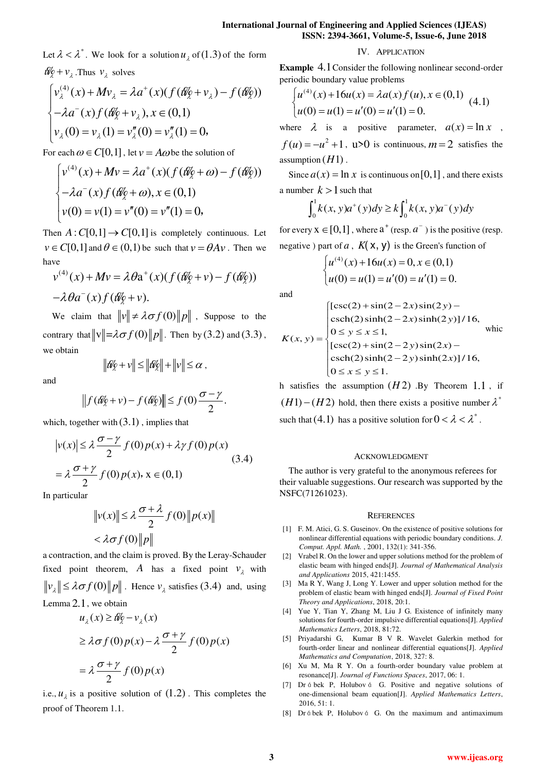Let $\lambda < \lambda^*$. We look for a solution $u_\lambda$ of $(1.3)$ of the form $\tilde{\omega}_\lambda + v_\lambda$. Thus $v_\lambda$ solves

$$\begin{cases} v_\lambda^{(4)}(x) + Mv_\lambda = \lambda a^+(x)(f(\tilde{\omega}_\lambda + v_\lambda) - f(\tilde{\omega}_\lambda)) \\ -\lambda a^-(x) f(\tilde{\omega}_\lambda + v_\lambda), x \in (0,1) \\ v_\lambda(0) = v_\lambda(1) = v_\lambda''(0) = v_\lambda''(1) = 0, \end{cases}$$

For each $\omega \in C[0,1]$, let $v = A\omega$ be the solution of

$$\begin{cases} v^{(4)}(x) + Mv = \lambda a^+(x)(f(\tilde{\omega}_\lambda + \omega) - f(\tilde{\omega}_\lambda)) \\ -\lambda a^-(x) f(\tilde{\omega}_\lambda + \omega), x \in (0,1) \\ v(0) = v(1) = v''(0) = v''(1) = 0, \end{cases}$$

Then $A : C[0,1] \to C[0,1]$ is completely continuous. Let $v \in C[0,1]$ and $\theta \in (0,1)$ be such that $v = \theta A v$. Then we have

$$v^{(4)}(x) + Mv = \lambda \theta \mathrm{a}^+(x)(f(\tilde{\omega}_\lambda + v) - f(\tilde{\omega}_\lambda))$$
$$-\lambda \theta a^-(x) f(\tilde{\omega}_\lambda + v).$$

We claim that $\|v\| \neq \lambda \sigma f(0)\|p\|$, Suppose to the contrary that $\|\mathrm{v}\| = \lambda \sigma f(0)\|p\|$. Then by $(3.2)$ and $(3.3)$, we obtain

$$\|\tilde{\omega}_\lambda + v\| \le \|\tilde{\omega}_\lambda\| + \|v\| \le \alpha,$$

and

$$\|f(\tilde{\omega}_\lambda + v) - f(\tilde{\omega}_\lambda)\| \le f(0)\frac{\sigma - \gamma}{2}.$$

which, together with $(3.1)$, implies that

$$\begin{aligned} |v(x)| &\le \lambda \frac{\sigma - \gamma}{2} f(0) p(x) + \lambda \gamma f(0) p(x) \\ &= \lambda \frac{\sigma + \gamma}{2} f(0) p(x), \ \mathrm{x} \in (0,1) \end{aligned} \tag{3.4}$$

In particular

$$\begin{aligned} \|v(x)\| &\le \lambda \frac{\sigma + \lambda}{2} f(0)\|p(x)\| \\ &< \lambda \sigma f(0)\|p\| \end{aligned}$$

a contraction, and the claim is proved. By the Leray-Schauder fixed point theorem, $A$ has a fixed point $v_\lambda$ with $\|v_\lambda\| \le \lambda \sigma f(0)\|p\|$. Hence $v_\lambda$ satisfies $(3.4)$ and, using Lemma $2.1$, we obtain

$$\begin{aligned} u_\lambda(x) &\ge \tilde{\omega}_\lambda - v_\lambda(x) \\ &\ge \lambda \sigma f(0) p(x) - \lambda \frac{\sigma + \gamma}{2} f(0) p(x) \\ &= \lambda \frac{\sigma + \gamma}{2} f(0) p(x) \end{aligned}$$

i.e., $u_\lambda$ is a positive solution of $(1.2)$. This completes the proof of Theorem 1.1.

## IV. Application

**Example** $4.1$ Consider the following nonlinear second-order periodic boundary value problems

$$\begin{cases} u^{(4)}(x) + 16u(x) = \lambda a(x) f(u), x \in (0,1) \\ u(0) = u(1) = u'(0) = u'(1) = 0. \end{cases} \tag{4.1}$$

where $\lambda$ is a positive parameter, $a(x) = \ln x$, $f(u) = -u^2 + 1$, u>0 is continuous, $m = 2$ satisfies the assumption $(H1)$.

Since $a(x) = \ln x$ is continuous on $[0,1]$, and there exists a number $k > 1$ such that

$$\int_0^1 k(x,y) a^+(y) dy \ge k \int_0^1 k(x,y) a^-(y) dy$$

for every $\mathrm{x} \in [0,1]$, where $\mathrm{a}^+$ (resp. $a^-$) is the positive (resp. negative) part of $a$, $K(\mathrm{x}, \mathrm{y})$ is the Green's function of

$$\begin{cases} u^{(4)}(x) + 16u(x) = 0, x \in (0,1) \\ u(0) = u(1) = u'(0) = u'(1) = 0. \end{cases}$$

and

$$K(x,y) = \begin{cases} [\csc(2) + \sin(2-2x)\sin(2y) - \\ \operatorname{csch}(2)\sinh(2-2x)\sinh(2y)]/16, \\ 0 \le y \le x \le 1, \\ [\csc(2) + \sin(2-2y)\sin(2x) - \\ \operatorname{csch}(2)\sinh(2-2y)\sinh(2x)]/16, \\ 0 \le x \le y \le 1. \end{cases}$$

which satisfies the assumption $(H2)$. By Theorem $1.1$, if $(H1)-(H2)$ hold, then there exists a positive number $\lambda^*$ such that $(4.1)$ has a positive solution for $0 < \lambda < \lambda^*$.

## Acknowledgment

The author is very grateful to the anonymous referees for their valuable suggestions. Our research was supported by the NSFC(71261023).

## References

[1] F. M. Atici, G. S. Guseinov. On the existence of positive solutions for nonlinear differential equations with periodic boundary conditions. *J. Comput. Appl. Math.*, 2001, 132(1): 341-356.

[2] Vrabel R. On the lower and upper solutions method for the problem of elastic beam with hinged ends[J]. *Journal of Mathematical Analysis and Applications* 2015, 421:1455.

[3] Ma R Y, Wang J, Long Y. Lower and upper solution method for the problem of elastic beam with hinged ends[J]. *Journal of Fixed Point Theory and Applications*, 2018, 20:1.

[4] Yue Y, Tian Y, Zhang M, Liu J G. Existence of infinitely many solutions for fourth-order impulsive differential equations[J]. *Applied Mathematics Letters*, 2018, 81:72.

[5] Priyadarshi G, Kumar B V R. Wavelet Galerkin method for fourth-order linear and nonlinear differential equations[J]. *Applied Mathematics and Computation*, 2018, 327: 8.

[6] Xu M, Ma R Y. On a fourth-order boundary value problem at resonance[J]. *Journal of Functions Spaces*, 2017, 06: 1.

[7] Drábek P, Holubová G. Positive and negative solutions of one-dimensional beam equation[J]. *Applied Mathematics Letters*, 2016, 51: 1.

[8] Drábek P, Holubová G. On the maximum and antimaximum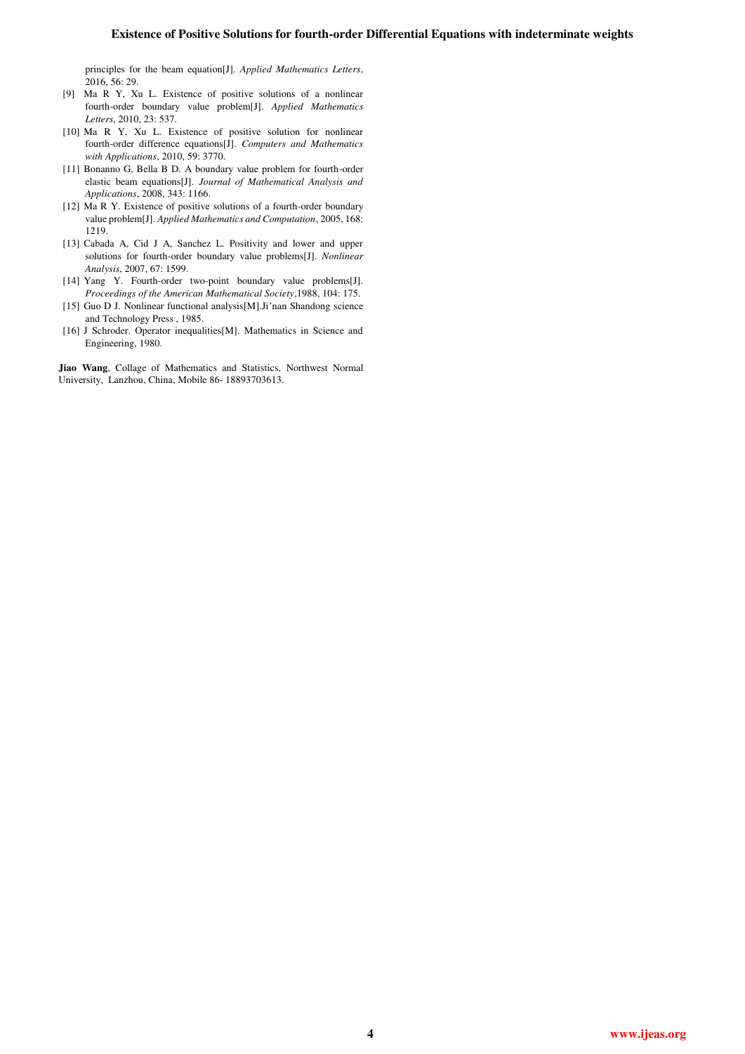principles for the beam equation[J]. *Applied Mathematics Letters*, 2016, 56: 29.

[9] Ma R Y, Xu L. Existence of positive solutions of a nonlinear fourth-order boundary value problem[J]. *Applied Mathematics Letters*, 2010, 23: 537.

[10] Ma R Y, Xu L. Existence of positive solution for nonlinear fourth-order difference equations[J]. *Computers and Mathematics with Applications*, 2010, 59: 3770.

[11] Bonanno G, Bella B D. A boundary value problem for fourth-order elastic beam equations[J]. *Journal of Mathematical Analysis and Applications*, 2008, 343: 1166.

[12] Ma R Y. Existence of positive solutions of a fourth-order boundary value problem[J]. *Applied Mathematics and Computation*, 2005, 168: 1219.

[13] Cabada A, Cid J A, Sanchez L. Positivity and lower and upper solutions for fourth-order boundary value problems[J]. *Nonlinear Analysis*, 2007, 67: 1599.

[14] Yang Y. Fourth-order two-point boundary value problems[J]. *Proceedings of the American Mathematical Society*,1988, 104: 175.

[15] Guo D J. Nonlinear functional analysis[M].Ji'nan Shandong science and Technology Press , 1985.

[16] J Schroder. Operator inequalities[M]. Mathematics in Science and Engineering, 1980.

**Jiao Wang**, Collage of Mathematics and Statistics, Northwest Normal University, Lanzhou, China, Mobile 86- 18893703613.